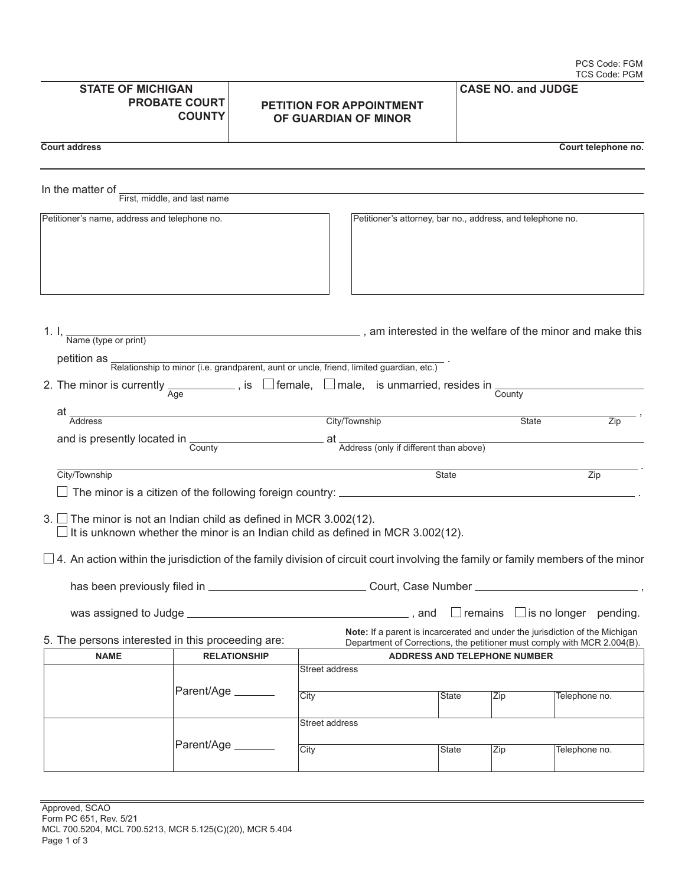PCS Code: FGM
TCS Code: PGM

| STATE OF MICHIGAN PROBATE COURT COUNTY | PETITION FOR APPOINTMENT OF GUARDIAN OF MINOR | CASE NO. and JUDGE |
|---|---|---|

Court address | Court telephone no.

In the matter of ______________________________
First, middle, and last name

| Petitioner's name, address and telephone no. | Petitioner's attorney, bar no., address, and telephone no. |
|---|---|
| | |

1. I, ______________________________ , am interested in the welfare of the minor and make this
   Name (type or print)

   petition as ______________________________ .
   Relationship to minor (i.e. grandparent, aunt or uncle, friend, limited guardian, etc.)

2. The minor is currently __________ , is ☐ female, ☐ male, is unmarried, resides in ______________________________
   Age | County

   at ______________________________ ,
   Address | City/Township | State | Zip

   and is presently located in __________ at ______________________________
   County | Address (only if different than above)

   ______________________________ .
   City/Township | State | Zip

   ☐ The minor is a citizen of the following foreign country: ______________________________ .

3. ☐ The minor is not an Indian child as defined in MCR 3.002(12).
   ☐ It is unknown whether the minor is an Indian child as defined in MCR 3.002(12).

☐ 4. An action within the jurisdiction of the family division of circuit court involving the family or family members of the minor has been previously filed in ______________________________ Court, Case Number ______________________________ , was assigned to Judge ______________________________ , and ☐ remains ☐ is no longer pending.

5. The persons interested in this proceeding are:

**Note:** If a parent is incarcerated and under the jurisdiction of the Michigan Department of Corrections, the petitioner must comply with MCR 2.004(B).

| NAME | RELATIONSHIP | ADDRESS AND TELEPHONE NUMBER | | | |
|---|---|---|---|---|---|
| | Parent/Age _______ | Street address | | | |
| | | City | State | Zip | Telephone no. |
| | Parent/Age _______ | Street address | | | |
| | | City | State | Zip | Telephone no. |

Approved, SCAO
Form PC 651, Rev. 5/21
MCL 700.5204, MCL 700.5213, MCR 5.125(C)(20), MCR 5.404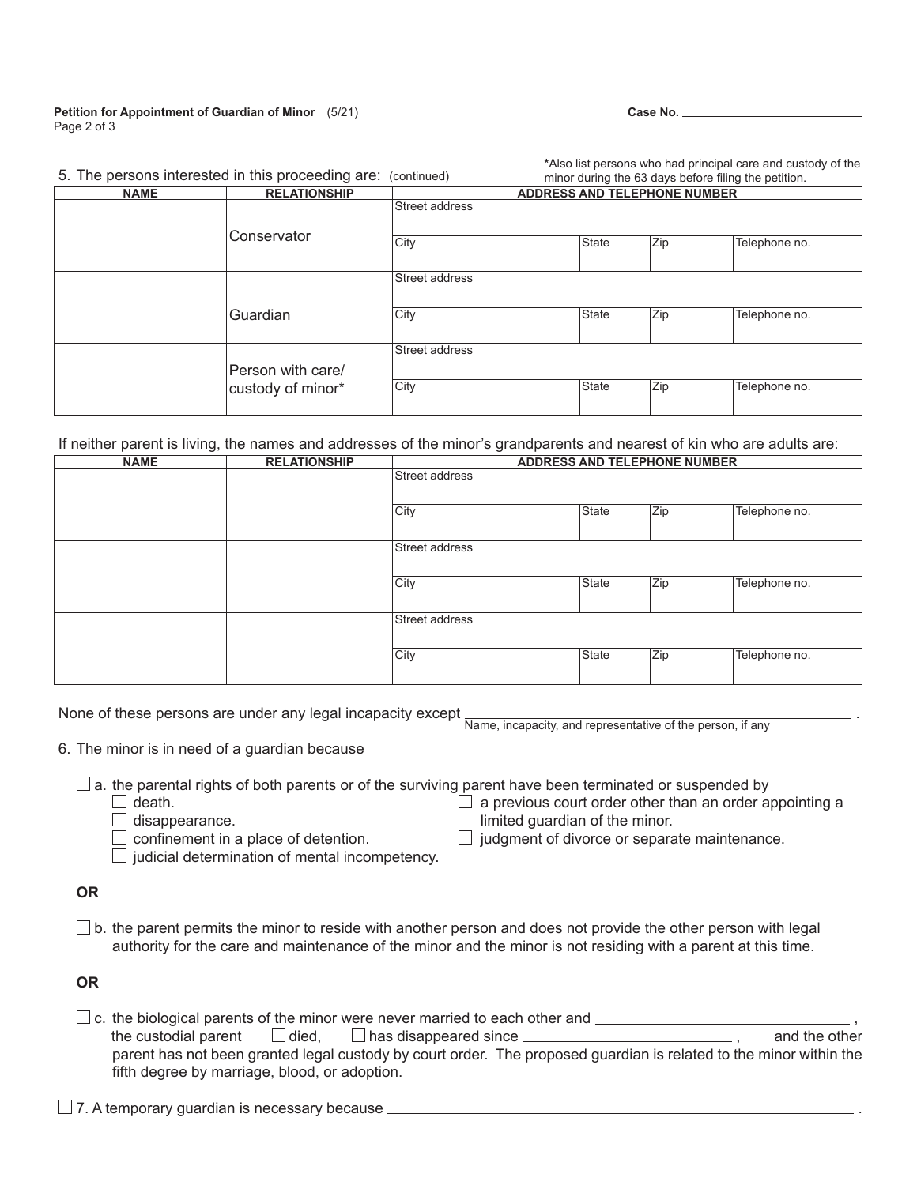Petition for Appointment of Guardian of Minor (5/21)

Case No. ___________________________

5. The persons interested in this proceeding are: (continued)

*Also list persons who had principal care and custody of the minor during the 63 days before filing the petition.

| NAME | RELATIONSHIP | ADDRESS AND TELEPHONE NUMBER | | | |
|---|---|---|---|---|---|
| | Conservator | Street address | | | |
| | | City | State | Zip | Telephone no. |
| | Guardian | Street address | | | |
| | | City | State | Zip | Telephone no. |
| | Person with care/ custody of minor* | Street address | | | |
| | | City | State | Zip | Telephone no. |

If neither parent is living, the names and addresses of the minor's grandparents and nearest of kin who are adults are:

| NAME | RELATIONSHIP | ADDRESS AND TELEPHONE NUMBER | | | |
|---|---|---|---|---|---|
| | | Street address | | | |
| | | City | State | Zip | Telephone no. |
| | | Street address | | | |
| | | City | State | Zip | Telephone no. |
| | | Street address | | | |
| | | City | State | Zip | Telephone no. |

None of these persons are under any legal incapacity except ___________________________________________ .
Name, incapacity, and representative of the person, if any

6. The minor is in need of a guardian because

☐ a. the parental rights of both parents or of the surviving parent have been terminated or suspended by
- ☐ death.
- ☐ disappearance.
- ☐ confinement in a place of detention.
- ☐ judicial determination of mental incompetency.
- ☐ a previous court order other than an order appointing a limited guardian of the minor.
- ☐ judgment of divorce or separate maintenance.

**OR**

☐ b. the parent permits the minor to reside with another person and does not provide the other person with legal authority for the care and maintenance of the minor and the minor is not residing with a parent at this time.

**OR**

☐ c. the biological parents of the minor were never married to each other and ___________________________ , the custodial parent ☐ died, ☐ has disappeared since ______________________ , and the other parent has not been granted legal custody by court order. The proposed guardian is related to the minor within the fifth degree by marriage, blood, or adoption.

☐ 7. A temporary guardian is necessary because ___________________________________________________________ .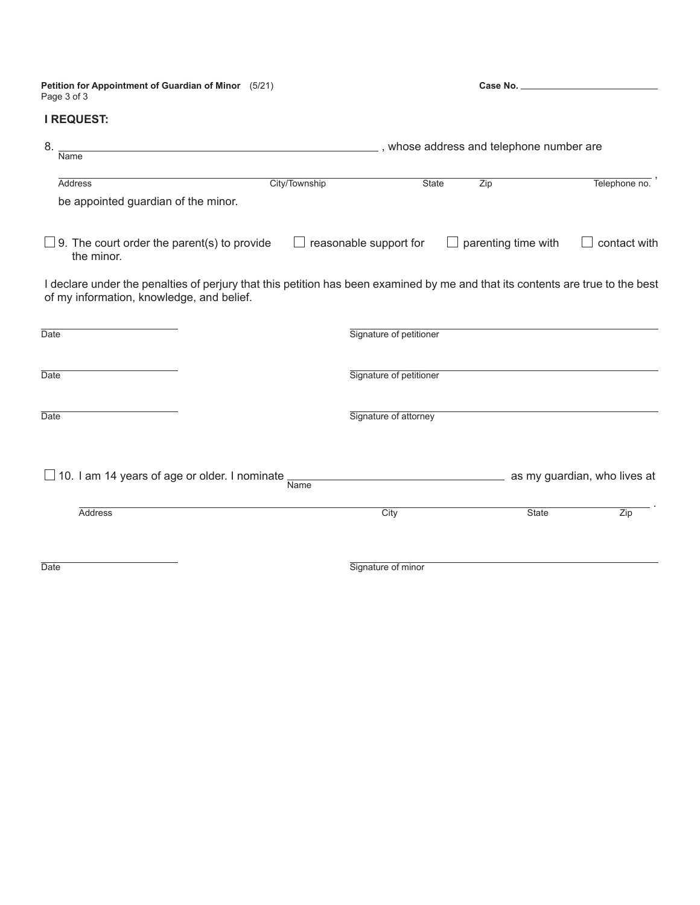Case No. ____________________

**I REQUEST:**

8. ______________________________________________, whose address and telephone number are
Name

______________________________________________________________________________________,
Address City/Township State Zip Telephone no.

be appointed guardian of the minor.

☐ 9. The court order the parent(s) to provide ☐ reasonable support for ☐ parenting time with ☐ contact with the minor.

I declare under the penalties of perjury that this petition has been examined by me and that its contents are true to the best of my information, knowledge, and belief.

____________________ ______________________________________
Date Signature of petitioner

____________________ ______________________________________
Date Signature of petitioner

____________________ ______________________________________
Date Signature of attorney

☐ 10. I am 14 years of age or older. I nominate ______________________________ as my guardian, who lives at
Name

______________________________________________________________________________________.
Address City State Zip

____________________ ______________________________________
Date Signature of minor